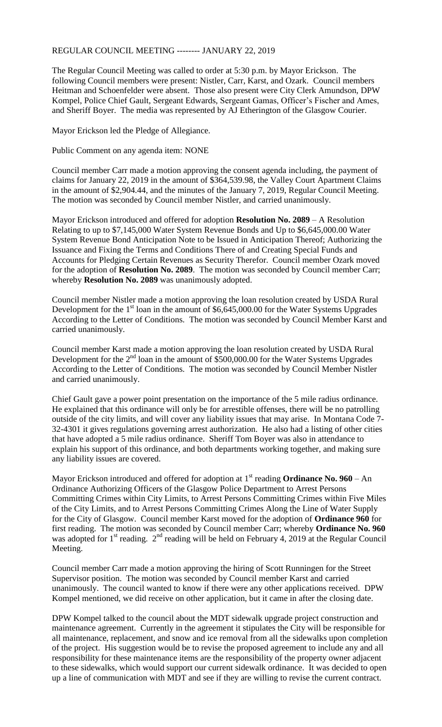REGULAR COUNCIL MEETING -------- JANUARY 22, 2019

The Regular Council Meeting was called to order at 5:30 p.m. by Mayor Erickson. The following Council members were present: Nistler, Carr, Karst, and Ozark. Council members Heitman and Schoenfelder were absent. Those also present were City Clerk Amundson, DPW Kompel, Police Chief Gault, Sergeant Edwards, Sergeant Gamas, Officer's Fischer and Ames, and Sheriff Boyer. The media was represented by AJ Etherington of the Glasgow Courier.

Mayor Erickson led the Pledge of Allegiance.

Public Comment on any agenda item: NONE

Council member Carr made a motion approving the consent agenda including, the payment of claims for January 22, 2019 in the amount of $364,539.98, the Valley Court Apartment Claims in the amount of $2,904.44, and the minutes of the January 7, 2019, Regular Council Meeting. The motion was seconded by Council member Nistler, and carried unanimously.

Mayor Erickson introduced and offered for adoption **Resolution No. 2089** – A Resolution Relating to up to $7,145,000 Water System Revenue Bonds and Up to $6,645,000.00 Water System Revenue Bond Anticipation Note to be Issued in Anticipation Thereof; Authorizing the Issuance and Fixing the Terms and Conditions There of and Creating Special Funds and Accounts for Pledging Certain Revenues as Security Therefor. Council member Ozark moved for the adoption of **Resolution No. 2089**. The motion was seconded by Council member Carr; whereby **Resolution No. 2089** was unanimously adopted.

Council member Nistler made a motion approving the loan resolution created by USDA Rural Development for the 1st loan in the amount of $6,645,000.00 for the Water Systems Upgrades According to the Letter of Conditions. The motion was seconded by Council Member Karst and carried unanimously.

Council member Karst made a motion approving the loan resolution created by USDA Rural Development for the 2nd loan in the amount of $500,000.00 for the Water Systems Upgrades According to the Letter of Conditions. The motion was seconded by Council Member Nistler and carried unanimously.

Chief Gault gave a power point presentation on the importance of the 5 mile radius ordinance. He explained that this ordinance will only be for arrestible offenses, there will be no patrolling outside of the city limits, and will cover any liability issues that may arise. In Montana Code 7-32-4301 it gives regulations governing arrest authorization. He also had a listing of other cities that have adopted a 5 mile radius ordinance. Sheriff Tom Boyer was also in attendance to explain his support of this ordinance, and both departments working together, and making sure any liability issues are covered.

Mayor Erickson introduced and offered for adoption at 1st reading **Ordinance No. 960** – An Ordinance Authorizing Officers of the Glasgow Police Department to Arrest Persons Committing Crimes within City Limits, to Arrest Persons Committing Crimes within Five Miles of the City Limits, and to Arrest Persons Committing Crimes Along the Line of Water Supply for the City of Glasgow. Council member Karst moved for the adoption of **Ordinance 960** for first reading. The motion was seconded by Council member Carr; whereby **Ordinance No. 960** was adopted for 1st reading. 2nd reading will be held on February 4, 2019 at the Regular Council Meeting.

Council member Carr made a motion approving the hiring of Scott Runningen for the Street Supervisor position. The motion was seconded by Council member Karst and carried unanimously. The council wanted to know if there were any other applications received. DPW Kompel mentioned, we did receive on other application, but it came in after the closing date.

DPW Kompel talked to the council about the MDT sidewalk upgrade project construction and maintenance agreement. Currently in the agreement it stipulates the City will be responsible for all maintenance, replacement, and snow and ice removal from all the sidewalks upon completion of the project. His suggestion would be to revise the proposed agreement to include any and all responsibility for these maintenance items are the responsibility of the property owner adjacent to these sidewalks, which would support our current sidewalk ordinance. It was decided to open up a line of communication with MDT and see if they are willing to revise the current contract.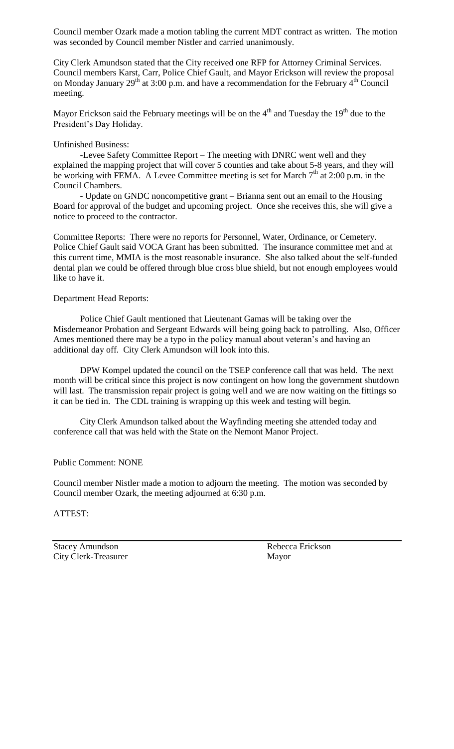Council member Ozark made a motion tabling the current MDT contract as written. The motion was seconded by Council member Nistler and carried unanimously.

City Clerk Amundson stated that the City received one RFP for Attorney Criminal Services. Council members Karst, Carr, Police Chief Gault, and Mayor Erickson will review the proposal on Monday January 29th at 3:00 p.m. and have a recommendation for the February 4th Council meeting.

Mayor Erickson said the February meetings will be on the 4th and Tuesday the 19th due to the President's Day Holiday.

Unfinished Business:

-Levee Safety Committee Report – The meeting with DNRC went well and they explained the mapping project that will cover 5 counties and take about 5-8 years, and they will be working with FEMA. A Levee Committee meeting is set for March 7th at 2:00 p.m. in the Council Chambers.

- Update on GNDC noncompetitive grant – Brianna sent out an email to the Housing Board for approval of the budget and upcoming project. Once she receives this, she will give a notice to proceed to the contractor.

Committee Reports: There were no reports for Personnel, Water, Ordinance, or Cemetery. Police Chief Gault said VOCA Grant has been submitted. The insurance committee met and at this current time, MMIA is the most reasonable insurance. She also talked about the self-funded dental plan we could be offered through blue cross blue shield, but not enough employees would like to have it.

Department Head Reports:

Police Chief Gault mentioned that Lieutenant Gamas will be taking over the Misdemeanor Probation and Sergeant Edwards will being going back to patrolling. Also, Officer Ames mentioned there may be a typo in the policy manual about veteran's and having an additional day off. City Clerk Amundson will look into this.

DPW Kompel updated the council on the TSEP conference call that was held. The next month will be critical since this project is now contingent on how long the government shutdown will last. The transmission repair project is going well and we are now waiting on the fittings so it can be tied in. The CDL training is wrapping up this week and testing will begin.

City Clerk Amundson talked about the Wayfinding meeting she attended today and conference call that was held with the State on the Nemont Manor Project.

Public Comment: NONE

Council member Nistler made a motion to adjourn the meeting. The motion was seconded by Council member Ozark, the meeting adjourned at 6:30 p.m.

ATTEST:

Stacey Amundson
City Clerk-Treasurer

Rebecca Erickson
Mayor